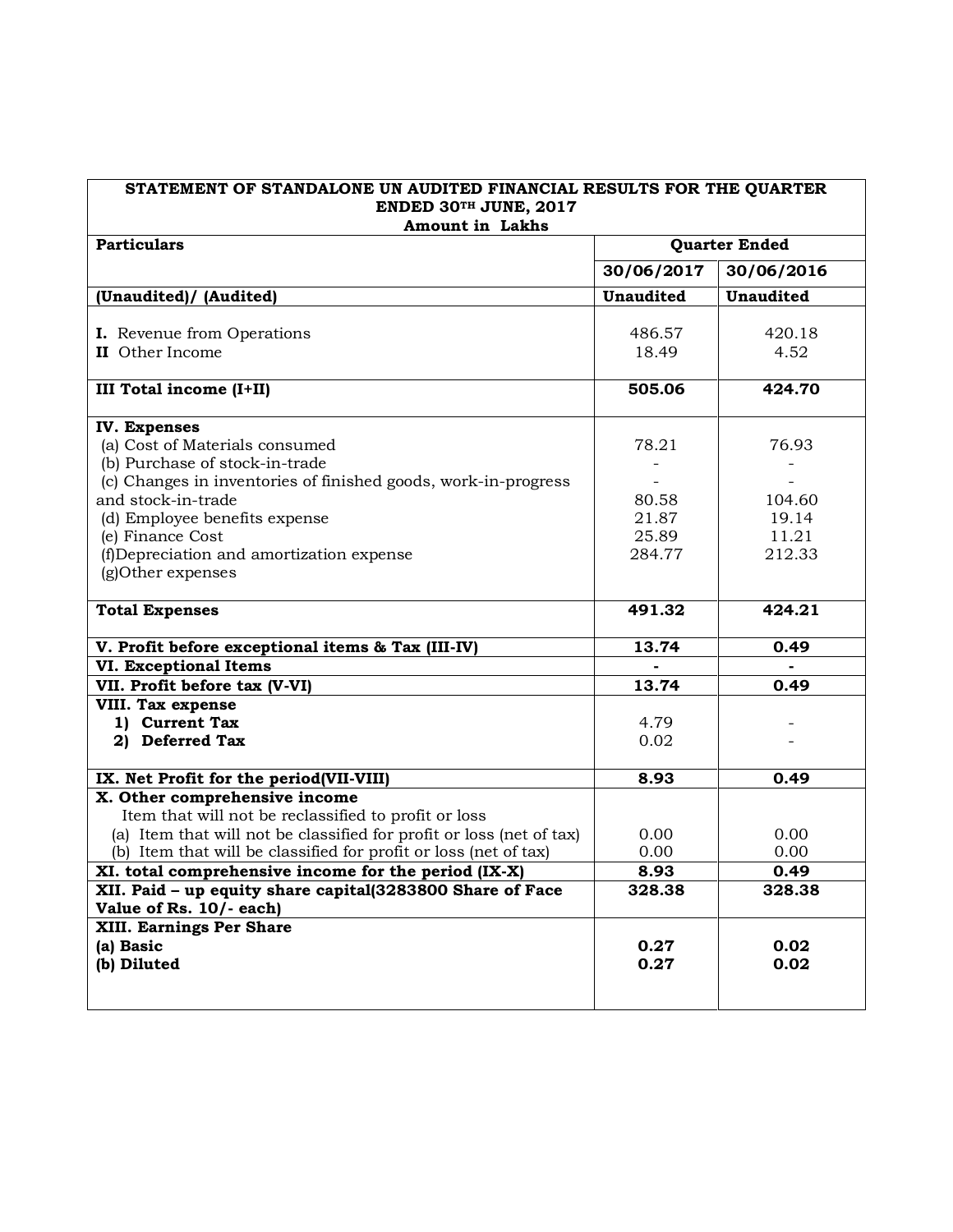| STATEMENT OF STANDALONE UN AUDITED FINANCIAL RESULTS FOR THE QUARTER ENDED 30TH JUNE, 2017<br>Amount in Lakhs | | |
|---|---|---|
| **Particulars** | **Quarter Ended** | |
| | **30/06/2017** | **30/06/2016** |
| **(Unaudited)/ (Audited)** | **Unaudited** | **Unaudited** |
| **I.** Revenue from Operations | 486.57 | 420.18 |
| **II** Other Income | 18.49 | 4.52 |
| **III Total income (I+II)** | **505.06** | **424.70** |
| **IV. Expenses** | | |
| (a) Cost of Materials consumed | 78.21 | 76.93 |
| (b) Purchase of stock-in-trade | - | - |
| (c) Changes in inventories of finished goods, work-in-progress | - | - |
| and stock-in-trade | 80.58 | 104.60 |
| (d) Employee benefits expense | 21.87 | 19.14 |
| (e) Finance Cost | 25.89 | 11.21 |
| (f)Depreciation and amortization expense | 284.77 | 212.33 |
| (g)Other expenses | | |
| **Total Expenses** | **491.32** | **424.21** |
| **V. Profit before exceptional items & Tax (III-IV)** | **13.74** | **0.49** |
| **VI. Exceptional Items** | **-** | **-** |
| **VII. Profit before tax (V-VI)** | **13.74** | **0.49** |
| **VIII. Tax expense** | | |
| **1) Current Tax** | 4.79 | - |
| **2) Deferred Tax** | 0.02 | - |
| **IX. Net Profit for the period(VII-VIII)** | **8.93** | **0.49** |
| **X. Other comprehensive income** | | |
| Item that will not be reclassified to profit or loss | | |
| (a) Item that will not be classified for profit or loss (net of tax) | 0.00 | 0.00 |
| (b) Item that will be classified for profit or loss (net of tax) | 0.00 | 0.00 |
| **XI. total comprehensive income for the period (IX-X)** | **8.93** | **0.49** |
| **XII. Paid – up equity share capital(3283800 Share of Face Value of Rs. 10/- each)** | **328.38** | **328.38** |
| **XIII. Earnings Per Share** | | |
| **(a) Basic** | **0.27** | **0.02** |
| **(b) Diluted** | **0.27** | **0.02** |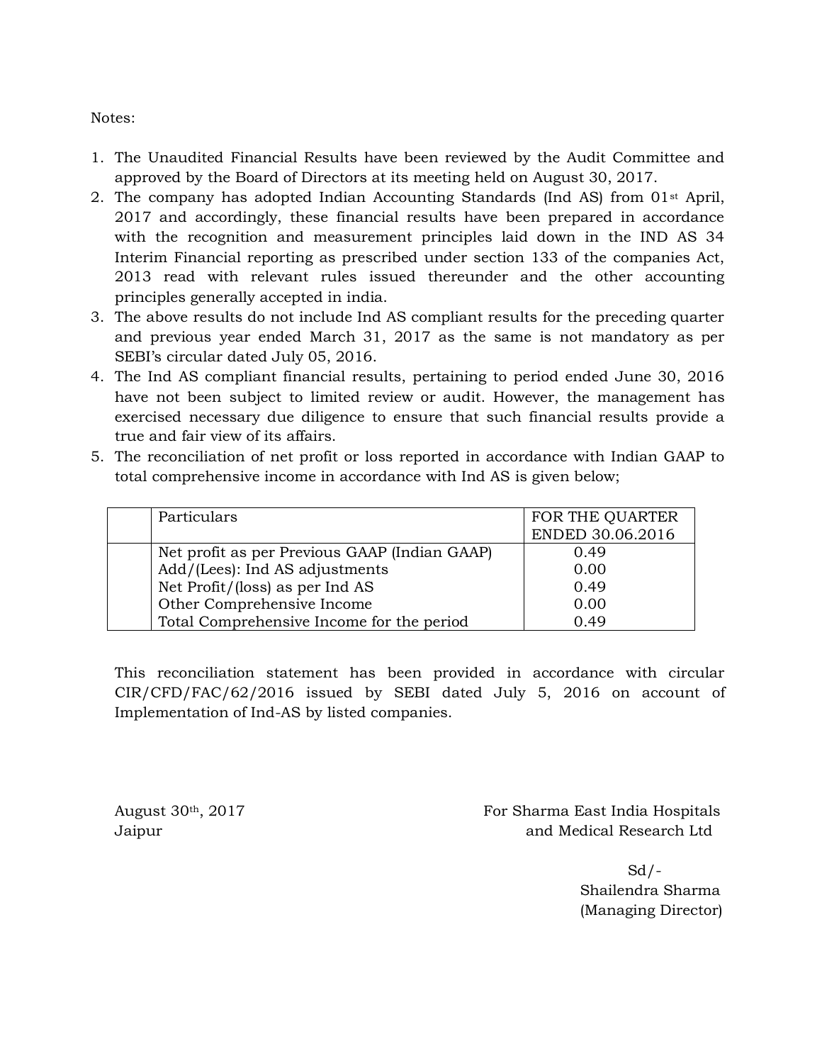Notes:

1. The Unaudited Financial Results have been reviewed by the Audit Committee and approved by the Board of Directors at its meeting held on August 30, 2017.
2. The company has adopted Indian Accounting Standards (Ind AS) from 01st April, 2017 and accordingly, these financial results have been prepared in accordance with the recognition and measurement principles laid down in the IND AS 34 Interim Financial reporting as prescribed under section 133 of the companies Act, 2013 read with relevant rules issued thereunder and the other accounting principles generally accepted in india.
3. The above results do not include Ind AS compliant results for the preceding quarter and previous year ended March 31, 2017 as the same is not mandatory as per SEBI's circular dated July 05, 2016.
4. The Ind AS compliant financial results, pertaining to period ended June 30, 2016 have not been subject to limited review or audit. However, the management has exercised necessary due diligence to ensure that such financial results provide a true and fair view of its affairs.
5. The reconciliation of net profit or loss reported in accordance with Indian GAAP to total comprehensive income in accordance with Ind AS is given below;

| | Particulars | FOR THE QUARTER ENDED 30.06.2016 |
|---|---|---|
| | Net profit as per Previous GAAP (Indian GAAP) | 0.49 |
| | Add/(Lees): Ind AS adjustments | 0.00 |
| | Net Profit/(loss) as per Ind AS | 0.49 |
| | Other Comprehensive Income | 0.00 |
| | Total Comprehensive Income for the period | 0.49 |

This reconciliation statement has been provided in accordance with circular CIR/CFD/FAC/62/2016 issued by SEBI dated July 5, 2016 on account of Implementation of Ind-AS by listed companies.

August 30th, 2017
Jaipur

For Sharma East India Hospitals and Medical Research Ltd

Sd/-
Shailendra Sharma
(Managing Director)